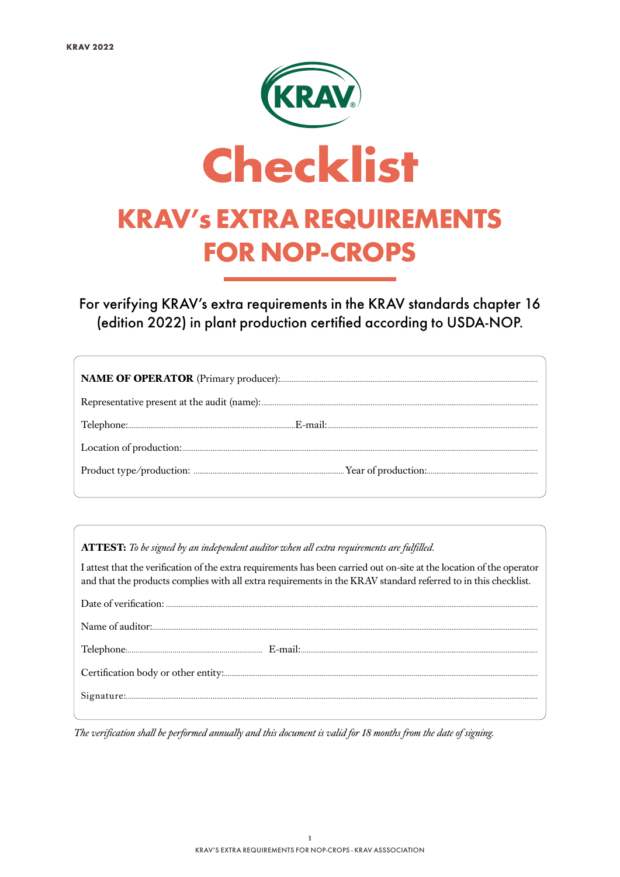# Checklist

## KRAV's EXTRA REQUIREMENTS FOR NOP-CROPS

For verifying KRAV's extra requirements in the KRAV standards chapter 16 (edition 2022) in plant production certified according to USDA-NOP.

**NAME OF OPERATOR** (Primary producer):............................................................

Representative present at the audit (name):............................................................

Telephone:............................................................ E-mail:............................................................

Location of production:............................................................

Product type/production: ............................................................ Year of production:............................................................

**ATTEST:** *To be signed by an independent auditor when all extra requirements are fulfilled.*

I attest that the verification of the extra requirements has been carried out on-site at the location of the operator and that the products complies with all extra requirements in the KRAV standard referred to in this checklist.

Date of verification: ............................................................

Name of auditor:............................................................

Telephone:............................................................ E-mail:............................................................

Certification body or other entity:............................................................

Signature:............................................................

*The verification shall be performed annually and this document is valid for 18 months from the date of signing.*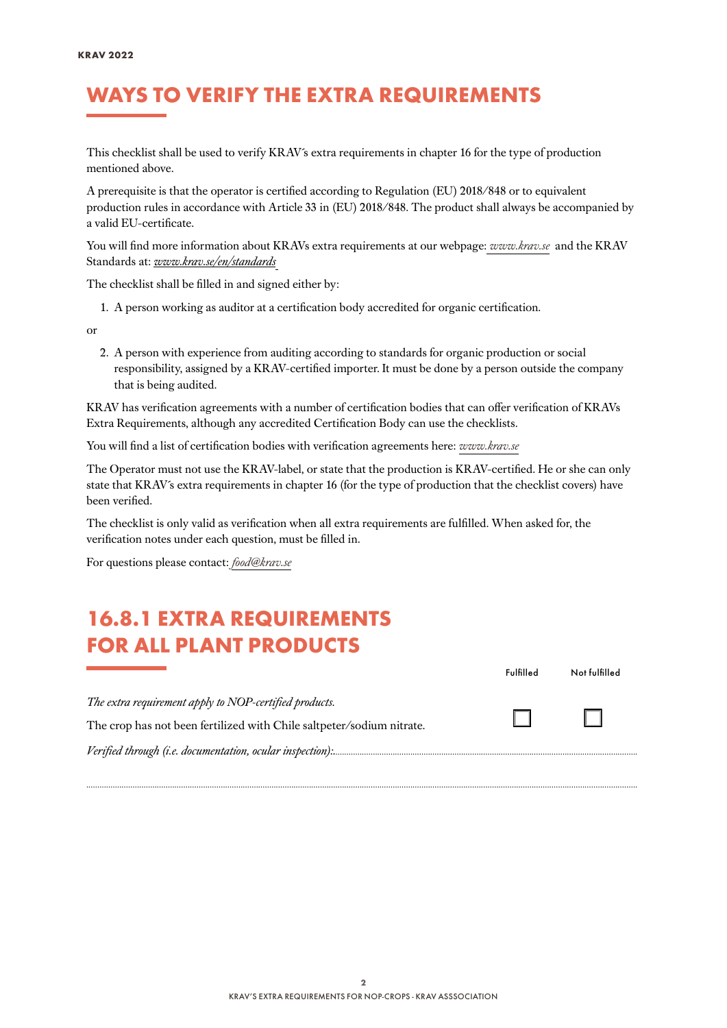# WAYS TO VERIFY THE EXTRA REQUIREMENTS

This checklist shall be used to verify KRAV´s extra requirements in chapter 16 for the type of production mentioned above.

A prerequisite is that the operator is certified according to Regulation (EU) 2018/848 or to equivalent production rules in accordance with Article 33 in (EU) 2018/848. The product shall always be accompanied by a valid EU-certificate.

You will find more information about KRAVs extra requirements at our webpage: *www.krav.se* and the KRAV Standards at: *www.krav.se/en/standards*

The checklist shall be filled in and signed either by:

1. A person working as auditor at a certification body accredited for organic certification.

or

2. A person with experience from auditing according to standards for organic production or social responsibility, assigned by a KRAV-certified importer. It must be done by a person outside the company that is being audited.

KRAV has verification agreements with a number of certification bodies that can offer verification of KRAVs Extra Requirements, although any accredited Certification Body can use the checklists.

You will find a list of certification bodies with verification agreements here: *www.krav.se*

The Operator must not use the KRAV-label, or state that the production is KRAV-certified. He or she can only state that KRAV´s extra requirements in chapter 16 (for the type of production that the checklist covers) have been verified.

The checklist is only valid as verification when all extra requirements are fulfilled. When asked for, the verification notes under each question, must be filled in.

For questions please contact: *food@krav.se*

# 16.8.1 EXTRA REQUIREMENTS FOR ALL PLANT PRODUCTS

| | Fulfilled | Not fulfilled |
|---|---|---|
| *The extra requirement apply to NOP-certified products.*<br>The crop has not been fertilized with Chile saltpeter/sodium nitrate. | ☐ | ☐ |

*Verified through (i.e. documentation, ocular inspection):*........................................................................................................

........................................................................................................................................................................................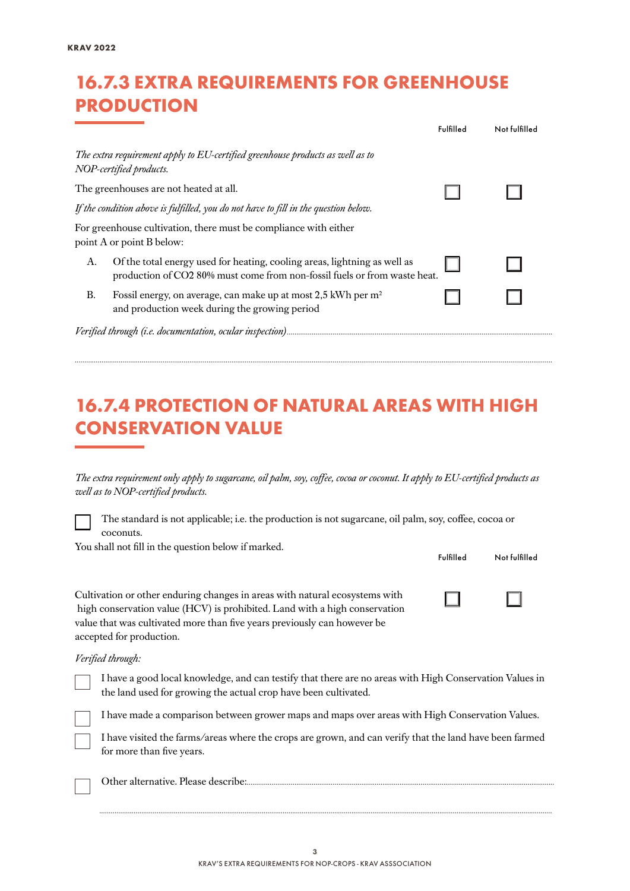# 16.7.3 EXTRA REQUIREMENTS FOR GREENHOUSE PRODUCTION

| | Fulfilled | Not fulfilled |
|---|---|---|
| *The extra requirement apply to EU-certified greenhouse products as well as to NOP-certified products.* | | |
| The greenhouses are not heated at all. | ☐ | ☐ |
| *If the condition above is fulfilled, you do not have to fill in the question below.* | | |
| For greenhouse cultivation, there must be compliance with either point A or point B below: | | |
| A. Of the total energy used for heating, cooling areas, lightning as well as production of $CO_2$ 80% must come from non-fossil fuels or from waste heat. | ☐ | ☐ |
| B. Fossil energy, on average, can make up at most 2,5 kWh per $m^2$ and production week during the growing period | ☐ | ☐ |

*Verified through (i.e. documentation, ocular inspection)*......................................................................

..........................................................................................................................................................

# 16.7.4 PROTECTION OF NATURAL AREAS WITH HIGH CONSERVATION VALUE

*The extra requirement only apply to sugarcane, oil palm, soy, coffee, cocoa or coconut. It apply to EU-certified products as well as to NOP-certified products.*

☐ The standard is not applicable; i.e. the production is not sugarcane, oil palm, soy, coffee, cocoa or coconuts.

You shall not fill in the question below if marked.

| | Fulfilled | Not fulfilled |
|---|---|---|
| Cultivation or other enduring changes in areas with natural ecosystems with high conservation value (HCV) is prohibited. Land with a high conservation value that was cultivated more than five years previously can however be accepted for production. | ☐ | ☐ |

*Verified through:*

☐ I have a good local knowledge, and can testify that there are no areas with High Conservation Values in the land used for growing the actual crop have been cultivated.

☐ I have made a comparison between grower maps and maps over areas with High Conservation Values.

☐ I have visited the farms/areas where the crops are grown, and can verify that the land have been farmed for more than five years.

☐ Other alternative. Please describe:..........................................................................................

..........................................................................................................................................................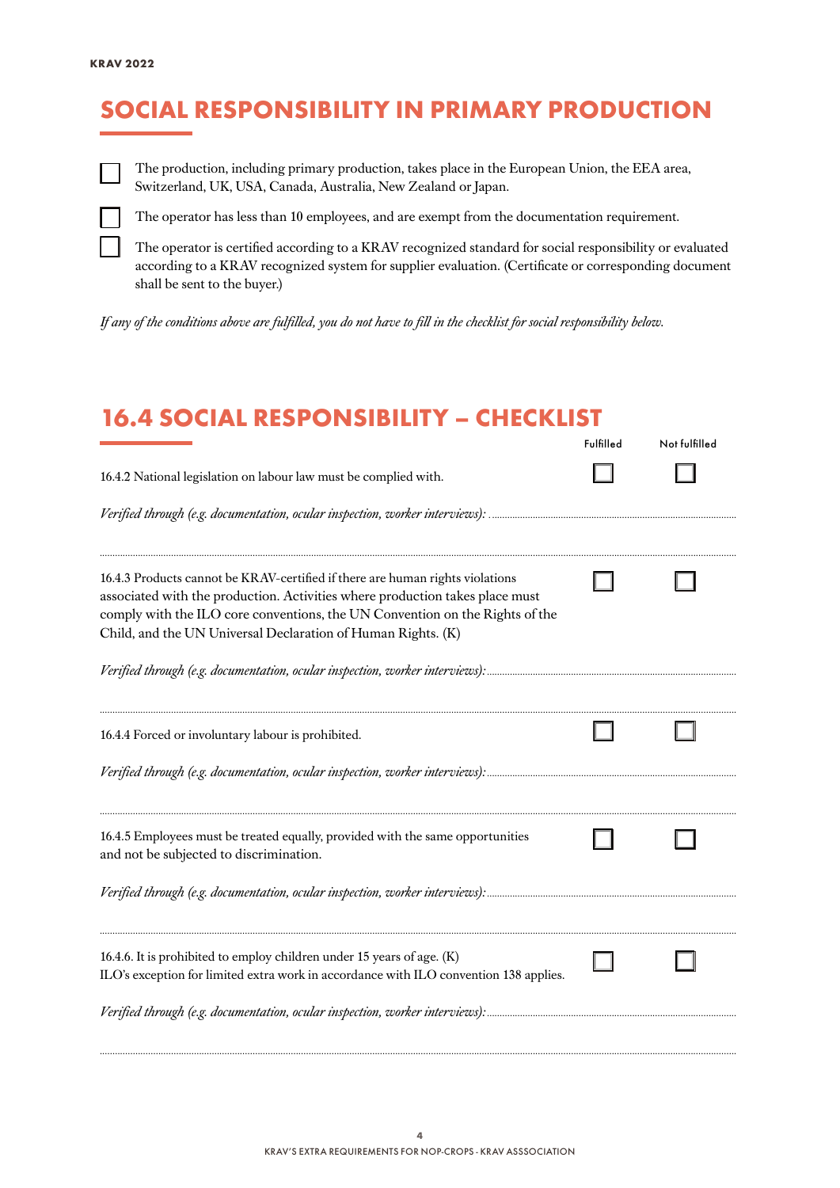## SOCIAL RESPONSIBILITY IN PRIMARY PRODUCTION

- ☐ The production, including primary production, takes place in the European Union, the EEA area, Switzerland, UK, USA, Canada, Australia, New Zealand or Japan.
- ☐ The operator has less than 10 employees, and are exempt from the documentation requirement.
- ☐ The operator is certified according to a KRAV recognized standard for social responsibility or evaluated according to a KRAV recognized system for supplier evaluation. (Certificate or corresponding document shall be sent to the buyer.)

*If any of the conditions above are fulfilled, you do not have to fill in the checklist for social responsibility below.*

## 16.4 SOCIAL RESPONSIBILITY – CHECKLIST

| | Fulfilled | Not fulfilled |
|---|---|---|
| 16.4.2 National legislation on labour law must be complied with. | ☐ | ☐ |
| 16.4.3 Products cannot be KRAV-certified if there are human rights violations associated with the production. Activities where production takes place must comply with the ILO core conventions, the UN Convention on the Rights of the Child, and the UN Universal Declaration of Human Rights. (K) | ☐ | ☐ |
| 16.4.4 Forced or involuntary labour is prohibited. | ☐ | ☐ |
| 16.4.5 Employees must be treated equally, provided with the same opportunities and not be subjected to discrimination. | ☐ | ☐ |
| 16.4.6. It is prohibited to employ children under 15 years of age. (K) ILO's exception for limited extra work in accordance with ILO convention 138 applies. | ☐ | ☐ |

16.4.2 National legislation on labour law must be complied with.

*Verified through (e.g. documentation, ocular inspection, worker interviews):* ..............................

..............................

16.4.3 Products cannot be KRAV-certified if there are human rights violations associated with the production. Activities where production takes place must comply with the ILO core conventions, the UN Convention on the Rights of the Child, and the UN Universal Declaration of Human Rights. (K)

*Verified through (e.g. documentation, ocular inspection, worker interviews):* ..............................

..............................

16.4.4 Forced or involuntary labour is prohibited.

*Verified through (e.g. documentation, ocular inspection, worker interviews):* ..............................

..............................

16.4.5 Employees must be treated equally, provided with the same opportunities and not be subjected to discrimination.

*Verified through (e.g. documentation, ocular inspection, worker interviews):* ..............................

..............................

16.4.6. It is prohibited to employ children under 15 years of age. (K)
ILO's exception for limited extra work in accordance with ILO convention 138 applies.

*Verified through (e.g. documentation, ocular inspection, worker interviews):* ..............................

..............................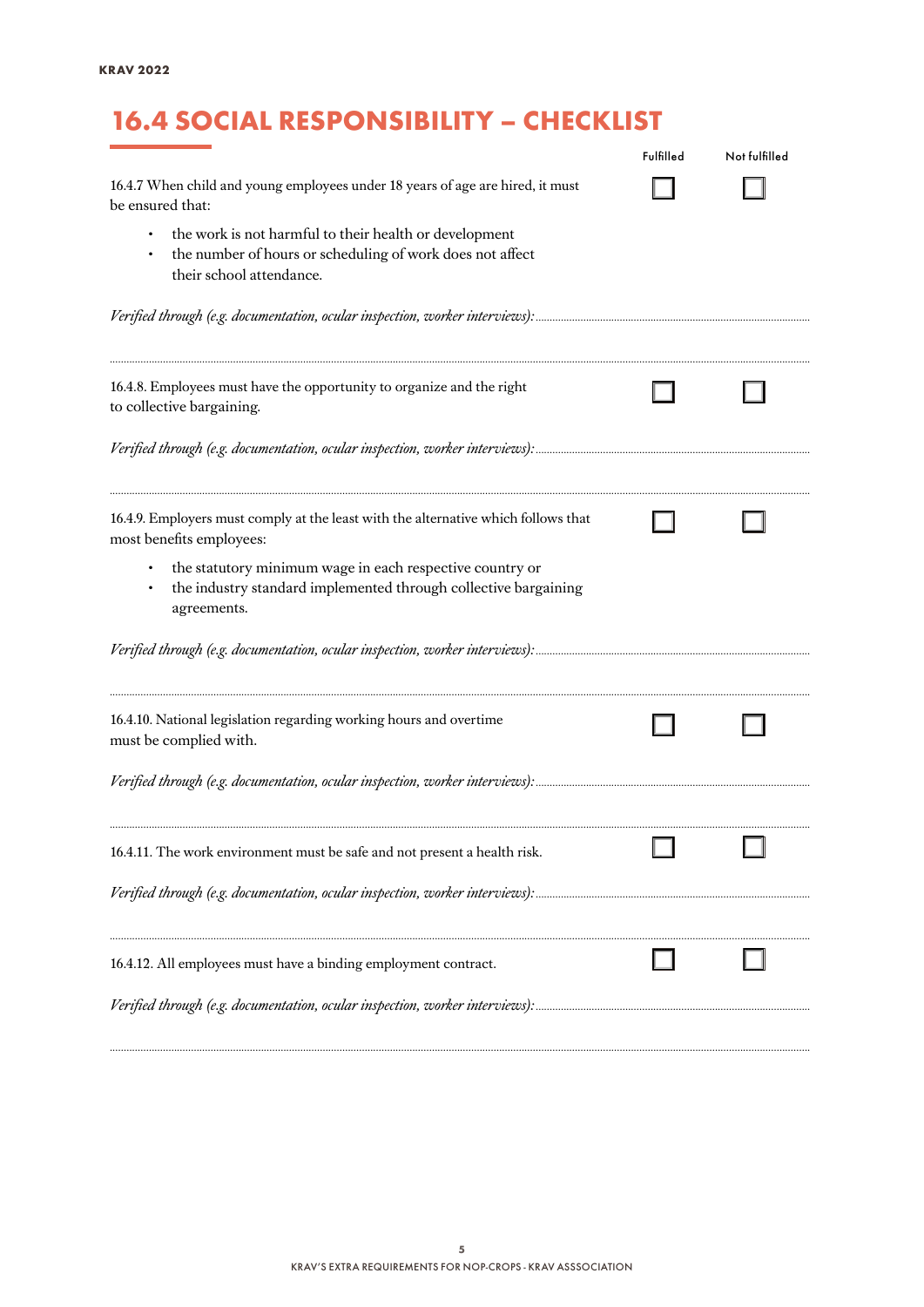## 16.4 SOCIAL RESPONSIBILITY – CHECKLIST

| | Fulfilled | Not fulfilled |
|---|---|---|
| 16.4.7 When child and young employees under 18 years of age are hired, it must be ensured that:<br>• the work is not harmful to their health or development<br>• the number of hours or scheduling of work does not affect their school attendance. | ☐ | ☐ |

*Verified through (e.g. documentation, ocular inspection, worker interviews):*..............................................................................................

..............................................................................................

| | Fulfilled | Not fulfilled |
|---|---|---|
| 16.4.8. Employees must have the opportunity to organize and the right to collective bargaining. | ☐ | ☐ |

*Verified through (e.g. documentation, ocular inspection, worker interviews):*..............................................................................................

..............................................................................................

| | Fulfilled | Not fulfilled |
|---|---|---|
| 16.4.9. Employers must comply at the least with the alternative which follows that most benefits employees:<br>• the statutory minimum wage in each respective country or<br>• the industry standard implemented through collective bargaining agreements. | ☐ | ☐ |

*Verified through (e.g. documentation, ocular inspection, worker interviews):*..............................................................................................

..............................................................................................

| | Fulfilled | Not fulfilled |
|---|---|---|
| 16.4.10. National legislation regarding working hours and overtime must be complied with. | ☐ | ☐ |

*Verified through (e.g. documentation, ocular inspection, worker interviews):*..............................................................................................

..............................................................................................

| | Fulfilled | Not fulfilled |
|---|---|---|
| 16.4.11. The work environment must be safe and not present a health risk. | ☐ | ☐ |

*Verified through (e.g. documentation, ocular inspection, worker interviews):*..............................................................................................

..............................................................................................

| | Fulfilled | Not fulfilled |
|---|---|---|
| 16.4.12. All employees must have a binding employment contract. | ☐ | ☐ |

*Verified through (e.g. documentation, ocular inspection, worker interviews):*..............................................................................................

..............................................................................................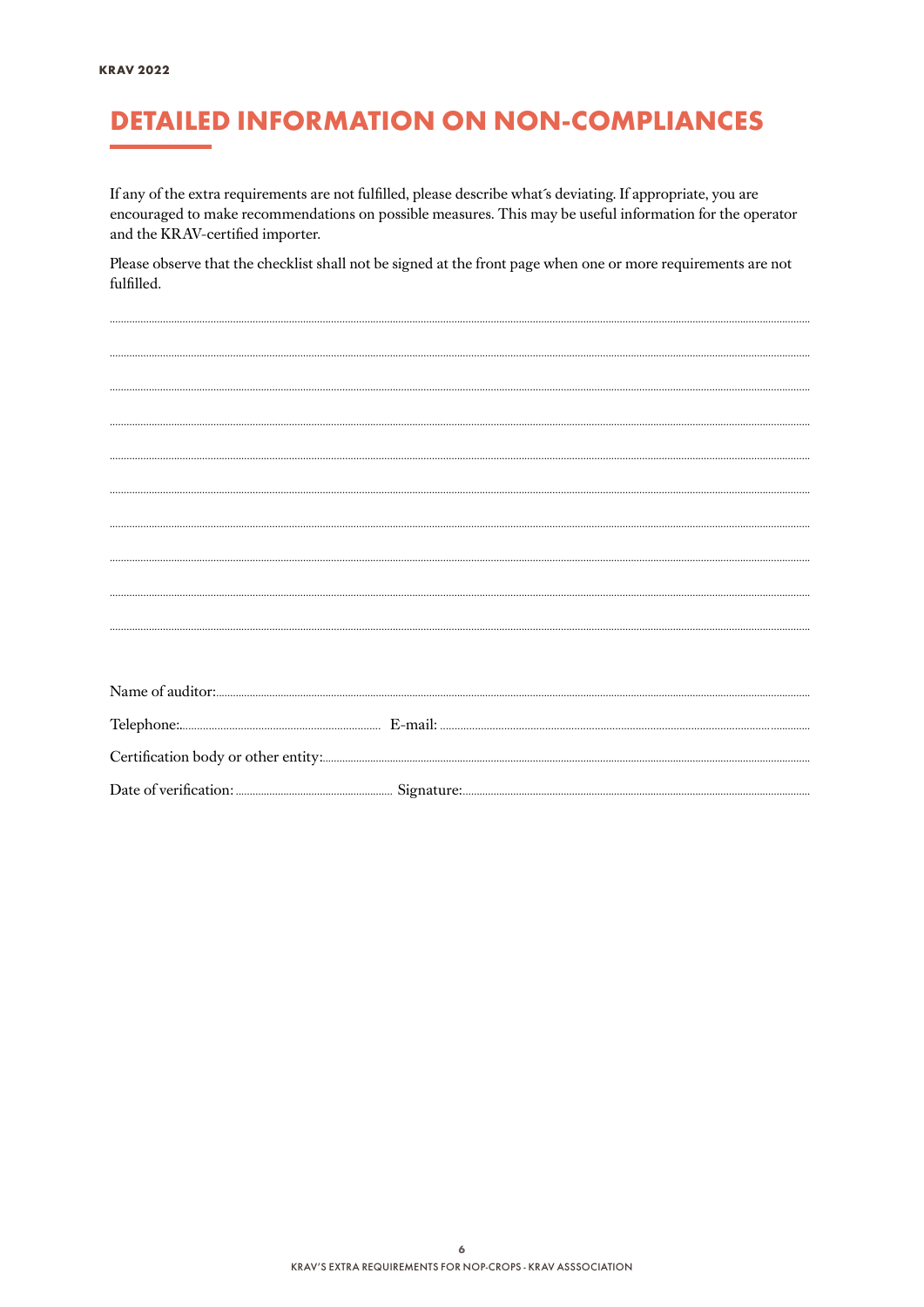# DETAILED INFORMATION ON NON-COMPLIANCES

If any of the extra requirements are not fulfilled, please describe what´s deviating. If appropriate, you are encouraged to make recommendations on possible measures. This may be useful information for the operator and the KRAV-certified importer.

Please observe that the checklist shall not be signed at the front page when one or more requirements are not fulfilled.

..............................................................................................................................................................................................................

..............................................................................................................................................................................................................

..............................................................................................................................................................................................................

..............................................................................................................................................................................................................

..............................................................................................................................................................................................................

..............................................................................................................................................................................................................

..............................................................................................................................................................................................................

..............................................................................................................................................................................................................

..............................................................................................................................................................................................................

..............................................................................................................................................................................................................

Name of auditor:..............................................................................................................................................................................

Telephone:...................................................................... E-mail: ..............................................................................................................

Certification body or other entity:................................................................................................................................................

Date of verification: ........................................................ Signature:...........................................................................................